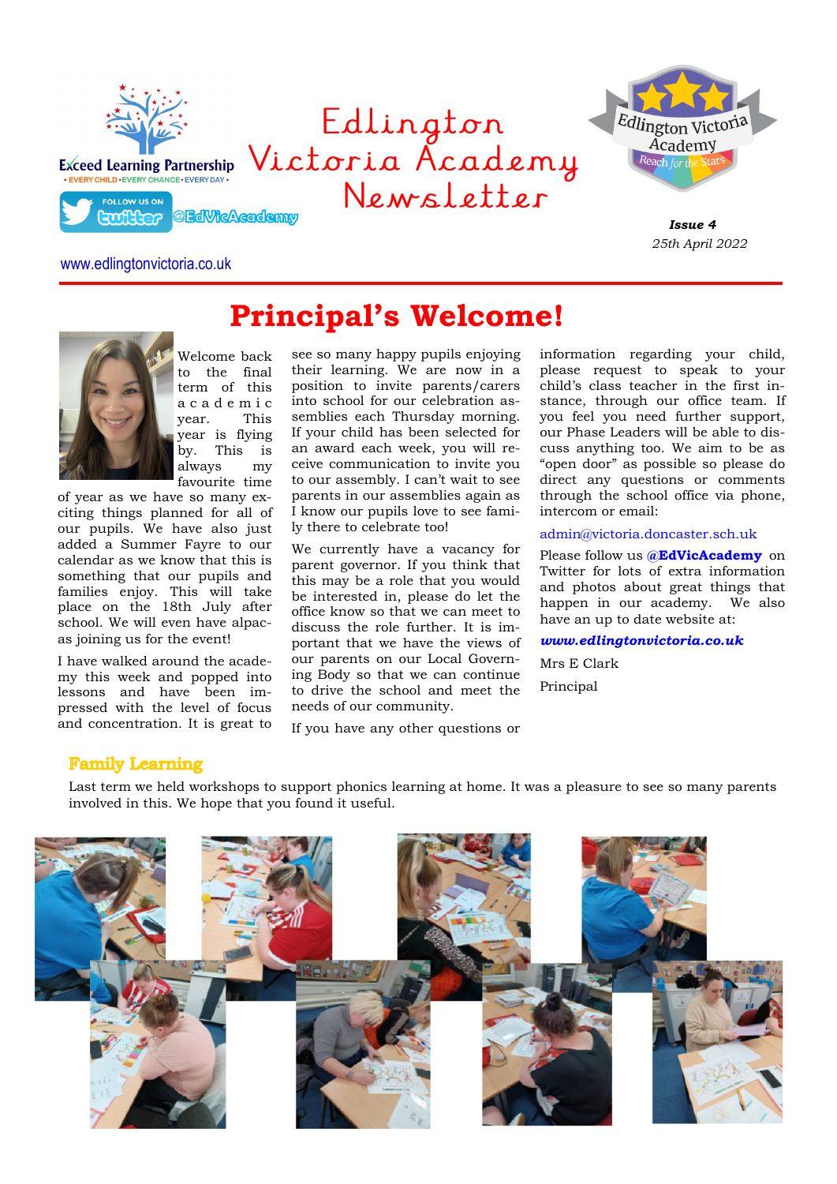Exceed Learning Partnership
• EVERY CHILD • EVERY CHANCE • EVERY DAY •

FOLLOW US ON twitter @EdVicAcademy

# Edlington Victoria Academy Newsletter

Edlington Victoria Academy
Reach for the Stars

**Issue 4**
*25th April 2022*

www.edlingtonvictoria.co.uk

## Principal's Welcome!

Welcome back to the final term of this academic year. This year is flying by. This is always my favourite time of year as we have so many exciting things planned for all of our pupils. We have also just added a Summer Fayre to our calendar as we know that this is something that our pupils and families enjoy. This will take place on the 18th July after school. We will even have alpacas joining us for the event!

I have walked around the academy this week and popped into lessons and have been impressed with the level of focus and concentration. It is great to see so many happy pupils enjoying their learning. We are now in a position to invite parents/carers into school for our celebration assemblies each Thursday morning. If your child has been selected for an award each week, you will receive communication to invite you to our assembly. I can't wait to see parents in our assemblies again as I know our pupils love to see family there to celebrate too!

We currently have a vacancy for parent governor. If you think that this may be a role that you would be interested in, please do let the office know so that we can meet to discuss the role further. It is important that we have the views of our parents on our Local Governing Body so that we can continue to drive the school and meet the needs of our community.

If you have any other questions or information regarding your child, please request to speak to your child's class teacher in the first instance, through our office team. If you feel you need further support, our Phase Leaders will be able to discuss anything too. We aim to be as "open door" as possible so please do direct any questions or comments through the school office via phone, intercom or email:

admin@victoria.doncaster.sch.uk

Please follow us **@EdVicAcademy** on Twitter for lots of extra information and photos about great things that happen in our academy. We also have an up to date website at:

***www.edlingtonvictoria.co.uk***

Mrs E Clark

Principal

### Family Learning

Last term we held workshops to support phonics learning at home. It was a pleasure to see so many parents involved in this. We hope that you found it useful.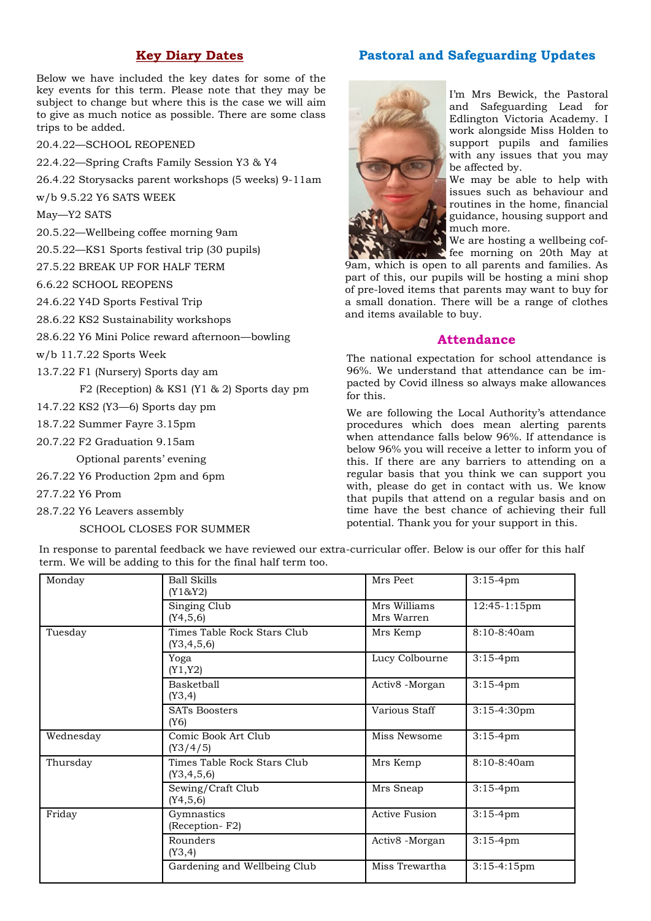## Key Diary Dates

Below we have included the key dates for some of the key events for this term. Please note that they may be subject to change but where this is the case we will aim to give as much notice as possible. There are some class trips to be added.

20.4.22—SCHOOL REOPENED

22.4.22—Spring Crafts Family Session Y3 & Y4

26.4.22 Storysacks parent workshops (5 weeks) 9-11am

w/b 9.5.22 Y6 SATS WEEK

May—Y2 SATS

20.5.22—Wellbeing coffee morning 9am

20.5.22—KS1 Sports festival trip (30 pupils)

27.5.22 BREAK UP FOR HALF TERM

6.6.22 SCHOOL REOPENS

24.6.22 Y4D Sports Festival Trip

28.6.22 KS2 Sustainability workshops

28.6.22 Y6 Mini Police reward afternoon—bowling

w/b 11.7.22 Sports Week

13.7.22 F1 (Nursery) Sports day am

F2 (Reception) & KS1 (Y1 & 2) Sports day pm

14.7.22 KS2 (Y3—6) Sports day pm

18.7.22 Summer Fayre 3.15pm

20.7.22 F2 Graduation 9.15am

Optional parents' evening

26.7.22 Y6 Production 2pm and 6pm

27.7.22 Y6 Prom

28.7.22 Y6 Leavers assembly

SCHOOL CLOSES FOR SUMMER

## Pastoral and Safeguarding Updates

I'm Mrs Bewick, the Pastoral and Safeguarding Lead for Edlington Victoria Academy. I work alongside Miss Holden to support pupils and families with any issues that you may be affected by.

We may be able to help with issues such as behaviour and routines in the home, financial guidance, housing support and much more.

We are hosting a wellbeing coffee morning on 20th May at 9am, which is open to all parents and families. As part of this, our pupils will be hosting a mini shop of pre-loved items that parents may want to buy for a small donation. There will be a range of clothes and items available to buy.

## Attendance

The national expectation for school attendance is 96%. We understand that attendance can be impacted by Covid illness so always make allowances for this.

We are following the Local Authority's attendance procedures which does mean alerting parents when attendance falls below 96%. If attendance is below 96% you will receive a letter to inform you of this. If there are any barriers to attending on a regular basis that you think we can support you with, please do get in contact with us. We know that pupils that attend on a regular basis and on time have the best chance of achieving their full potential. Thank you for your support in this.

In response to parental feedback we have reviewed our extra-curricular offer. Below is our offer for this half term. We will be adding to this for the final half term too.

| | | | |
|---|---|---|---|
| Monday | Ball Skills (Y1&Y2) | Mrs Peet | 3:15-4pm |
| | Singing Club (Y4,5,6) | Mrs Williams Mrs Warren | 12:45-1:15pm |
| Tuesday | Times Table Rock Stars Club (Y3,4,5,6) | Mrs Kemp | 8:10-8:40am |
| | Yoga (Y1,Y2) | Lucy Colbourne | 3:15-4pm |
| | Basketball (Y3,4) | Activ8 -Morgan | 3:15-4pm |
| | SATs Boosters (Y6) | Various Staff | 3:15-4:30pm |
| Wednesday | Comic Book Art Club (Y3/4/5) | Miss Newsome | 3:15-4pm |
| Thursday | Times Table Rock Stars Club (Y3,4,5,6) | Mrs Kemp | 8:10-8:40am |
| | Sewing/Craft Club (Y4,5,6) | Mrs Sneap | 3:15-4pm |
| Friday | Gymnastics (Reception- F2) | Active Fusion | 3:15-4pm |
| | Rounders (Y3,4) | Activ8 -Morgan | 3:15-4pm |
| | Gardening and Wellbeing Club | Miss Trewartha | 3:15-4:15pm |